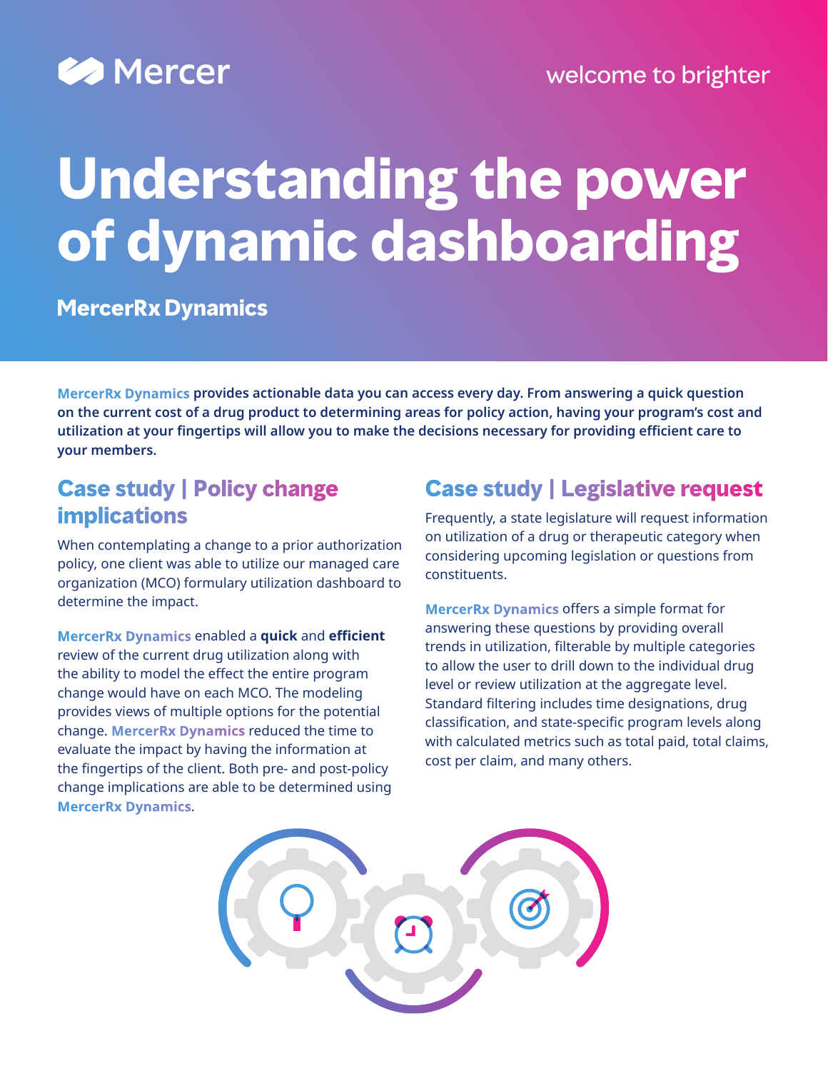Mercer

welcome to brighter

# Understanding the power of dynamic dashboarding

## MercerRx Dynamics

**MercerRx Dynamics provides actionable data you can access every day. From answering a quick question on the current cost of a drug product to determining areas for policy action, having your program's cost and utilization at your fingertips will allow you to make the decisions necessary for providing efficient care to your members.**

## Case study | Policy change implications

When contemplating a change to a prior authorization policy, one client was able to utilize our managed care organization (MCO) formulary utilization dashboard to determine the impact.

**MercerRx Dynamics** enabled a **quick** and **efficient** review of the current drug utilization along with the ability to model the effect the entire program change would have on each MCO. The modeling provides views of multiple options for the potential change. **MercerRx Dynamics** reduced the time to evaluate the impact by having the information at the fingertips of the client. Both pre- and post-policy change implications are able to be determined using **MercerRx Dynamics**.

## Case study | Legislative request

Frequently, a state legislature will request information on utilization of a drug or therapeutic category when considering upcoming legislation or questions from constituents.

**MercerRx Dynamics** offers a simple format for answering these questions by providing overall trends in utilization, filterable by multiple categories to allow the user to drill down to the individual drug level or review utilization at the aggregate level. Standard filtering includes time designations, drug classification, and state-specific program levels along with calculated metrics such as total paid, total claims, cost per claim, and many others.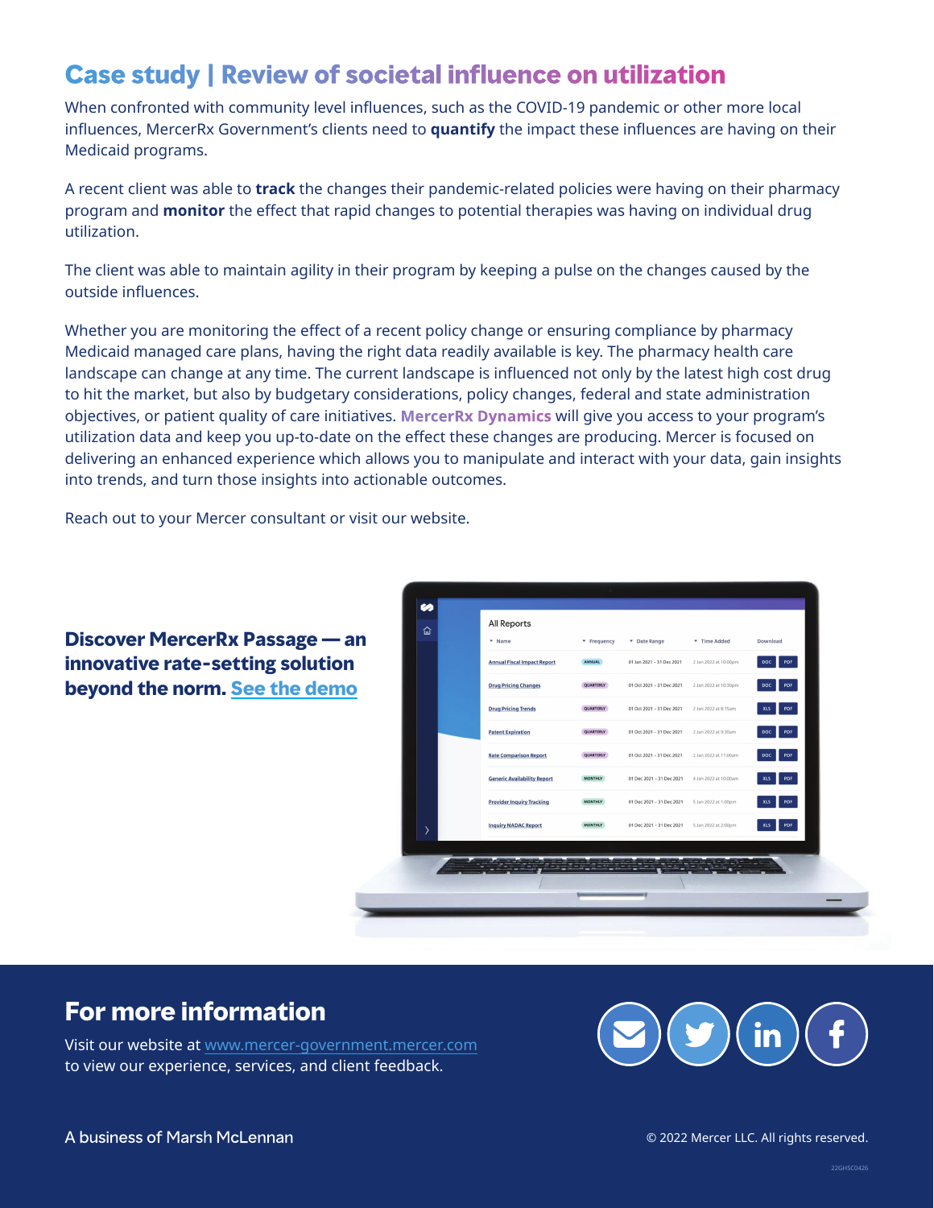## Case study | Review of societal influence on utilization

When confronted with community level influences, such as the COVID-19 pandemic or other more local influences, MercerRx Government's clients need to **quantify** the impact these influences are having on their Medicaid programs.

A recent client was able to **track** the changes their pandemic-related policies were having on their pharmacy program and **monitor** the effect that rapid changes to potential therapies was having on individual drug utilization.

The client was able to maintain agility in their program by keeping a pulse on the changes caused by the outside influences.

Whether you are monitoring the effect of a recent policy change or ensuring compliance by pharmacy Medicaid managed care plans, having the right data readily available is key. The pharmacy health care landscape can change at any time. The current landscape is influenced not only by the latest high cost drug to hit the market, but also by budgetary considerations, policy changes, federal and state administration objectives, or patient quality of care initiatives. **MercerRx Dynamics** will give you access to your program's utilization data and keep you up-to-date on the effect these changes are producing. Mercer is focused on delivering an enhanced experience which allows you to manipulate and interact with your data, gain insights into trends, and turn those insights into actionable outcomes.

Reach out to your Mercer consultant or visit our website.

**Discover MercerRx Passage — an innovative rate-setting solution beyond the norm. See the demo**

## For more information

Visit our website at www.mercer-government.mercer.com to view our experience, services, and client feedback.

A business of Marsh McLennan

© 2022 Mercer LLC. All rights reserved.

22GHSC0426